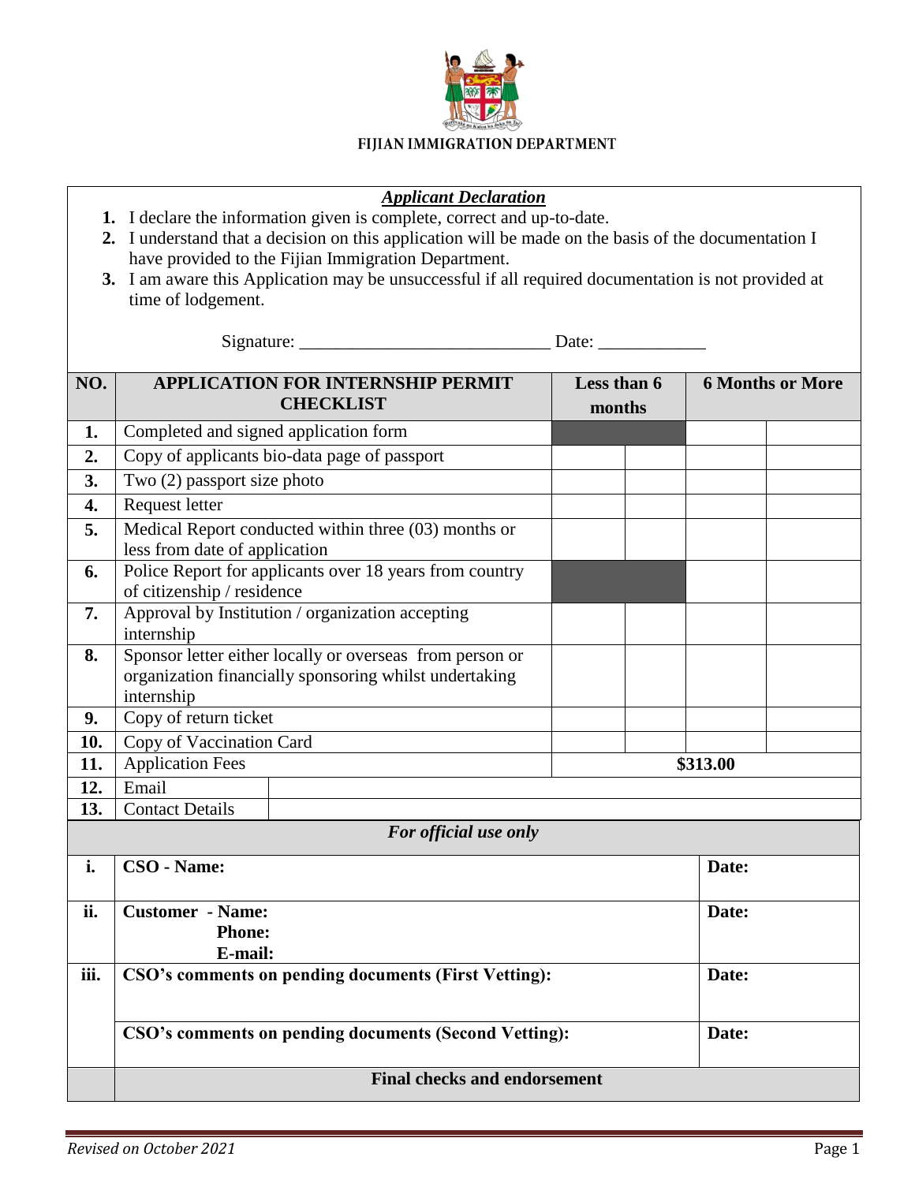**FIJIAN IMMIGRATION DEPARTMENT**

***Applicant Declaration***

1. I declare the information given is complete, correct and up-to-date.
2. I understand that a decision on this application will be made on the basis of the documentation I have provided to the Fijian Immigration Department.
3. I am aware this Application may be unsuccessful if all required documentation is not provided at time of lodgement.

Signature: ____________________________ Date: ____________

| NO. | APPLICATION FOR INTERNSHIP PERMIT CHECKLIST | Less than 6 months | | 6 Months or More | |
|---|---|---|---|---|---|
| 1. | Completed and signed application form | | | | |
| 2. | Copy of applicants bio-data page of passport | | | | |
| 3. | Two (2) passport size photo | | | | |
| 4. | Request letter | | | | |
| 5. | Medical Report conducted within three (03) months or less from date of application | | | | |
| 6. | Police Report for applicants over 18 years from country of citizenship / residence | | | | |
| 7. | Approval by Institution / organization accepting internship | | | | |
| 8. | Sponsor letter either locally or overseas from person or organization financially sponsoring whilst undertaking internship | | | | |
| 9. | Copy of return ticket | | | | |
| 10. | Copy of Vaccination Card | | | | |
| 11. | Application Fees | $313.00 | | | |
| 12. | Email | | | | |
| 13. | Contact Details | | | | |

| *For official use only* | | |
|---|---|---|
| i. | **CSO - Name:** | **Date:** |
| ii. | **Customer - Name:**<br>**Phone:**<br>**E-mail:** | **Date:** |
| iii. | **CSO's comments on pending documents (First Vetting):** | **Date:** |
| | **CSO's comments on pending documents (Second Vetting):** | **Date:** |
| | **Final checks and endorsement** | |

*Revised on October 2021*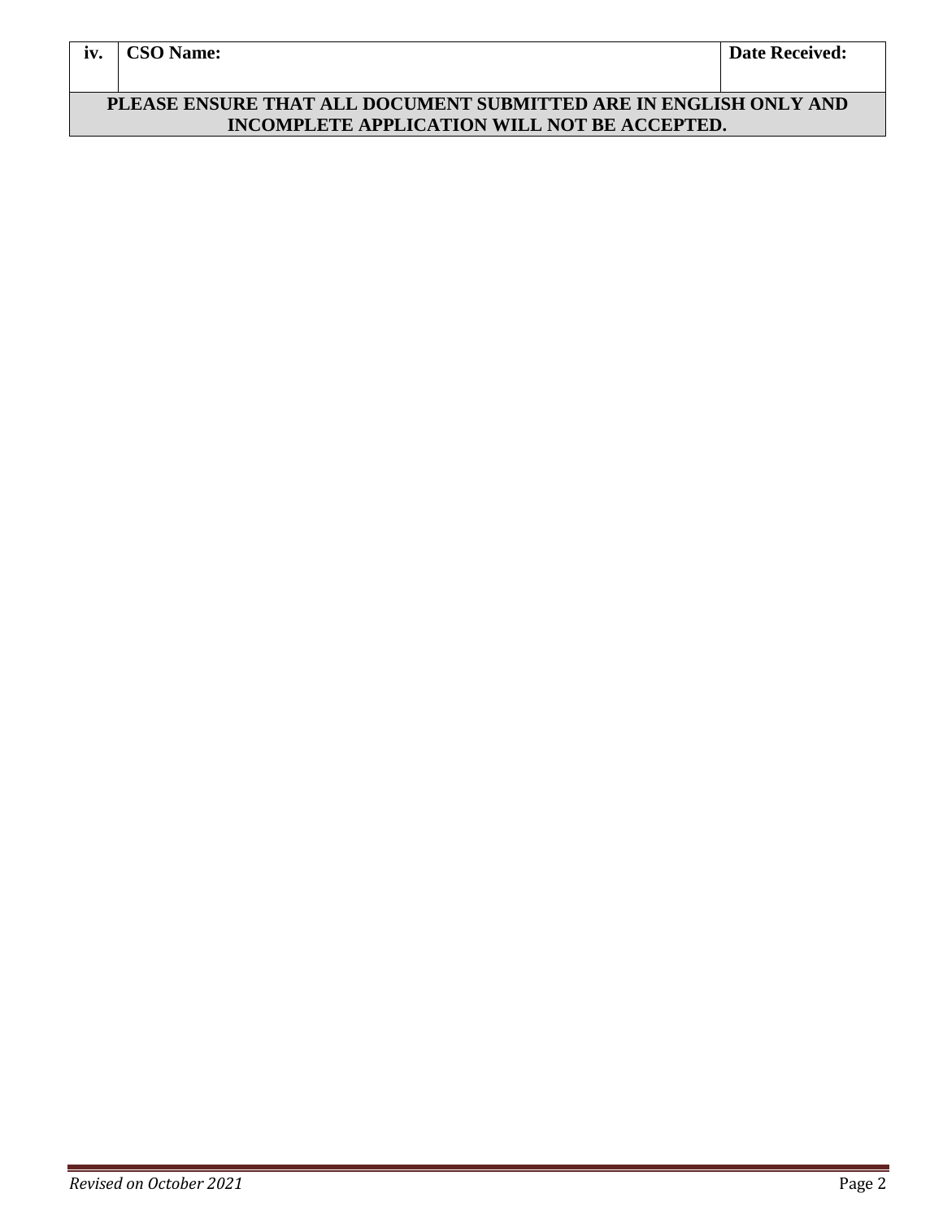| | | |
|---|---|---|
| **iv.** | **CSO Name:** | **Date Received:** |

**PLEASE ENSURE THAT ALL DOCUMENT SUBMITTED ARE IN ENGLISH ONLY AND INCOMPLETE APPLICATION WILL NOT BE ACCEPTED.**